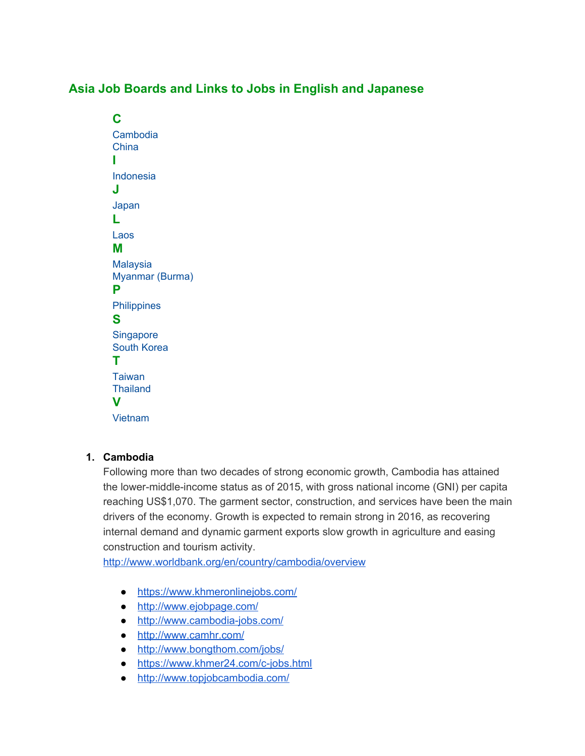## Asia Job Boards and Links to Jobs in English and Japanese

**C**

Cambodia
China

**I**

Indonesia

**J**

Japan

**L**

Laos

**M**

Malaysia
Myanmar (Burma)

**P**

Philippines

**S**

Singapore
South Korea

**T**

Taiwan
Thailand

**V**

Vietnam

1. **Cambodia**

   Following more than two decades of strong economic growth, Cambodia has attained the lower-middle-income status as of 2015, with gross national income (GNI) per capita reaching US$1,070. The garment sector, construction, and services have been the main drivers of the economy. Growth is expected to remain strong in 2016, as recovering internal demand and dynamic garment exports slow growth in agriculture and easing construction and tourism activity.
   http://www.worldbank.org/en/country/cambodia/overview

   - https://www.khmeronlinejobs.com/
   - http://www.ejobpage.com/
   - http://www.cambodia-jobs.com/
   - http://www.camhr.com/
   - http://www.bongthom.com/jobs/
   - https://www.khmer24.com/c-jobs.html
   - http://www.topjobcambodia.com/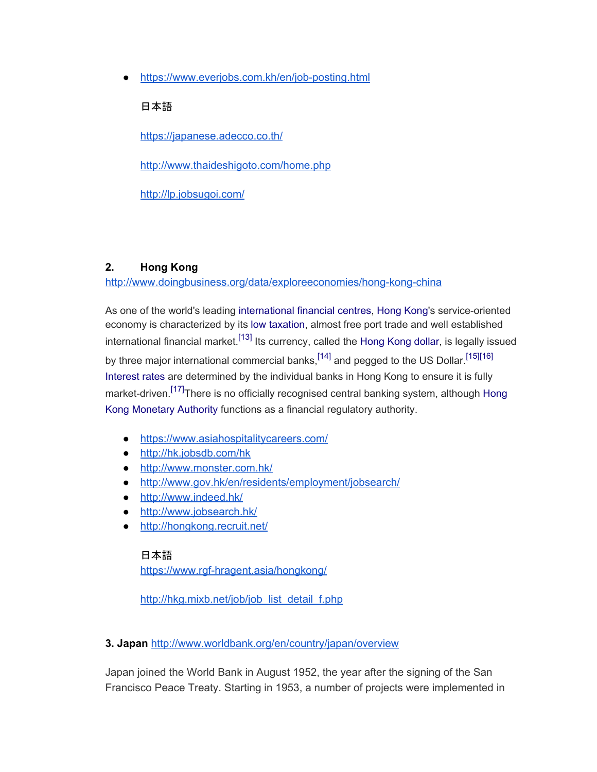- https://www.everjobs.com.kh/en/job-posting.html

  日本語

  https://japanese.adecco.co.th/

  http://www.thaideshigoto.com/home.php

  http://lp.jobsugoi.com/

## 2. Hong Kong

http://www.doingbusiness.org/data/exploreeconomies/hong-kong-china

As one of the world's leading international financial centres, Hong Kong's service-oriented economy is characterized by its low taxation, almost free port trade and well established international financial market.[13] Its currency, called the Hong Kong dollar, is legally issued by three major international commercial banks,[14] and pegged to the US Dollar.[15][16] Interest rates are determined by the individual banks in Hong Kong to ensure it is fully market-driven.[17]There is no officially recognised central banking system, although Hong Kong Monetary Authority functions as a financial regulatory authority.

- https://www.asiahospitalitycareers.com/
- http://hk.jobsdb.com/hk
- http://www.monster.com.hk/
- http://www.gov.hk/en/residents/employment/jobsearch/
- http://www.indeed.hk/
- http://www.jobsearch.hk/
- http://hongkong.recruit.net/

  日本語

  https://www.rgf-hragent.asia/hongkong/

  http://hkg.mixb.net/job/job_list_detail_f.php

## 3. Japan http://www.worldbank.org/en/country/japan/overview

Japan joined the World Bank in August 1952, the year after the signing of the San Francisco Peace Treaty. Starting in 1953, a number of projects were implemented in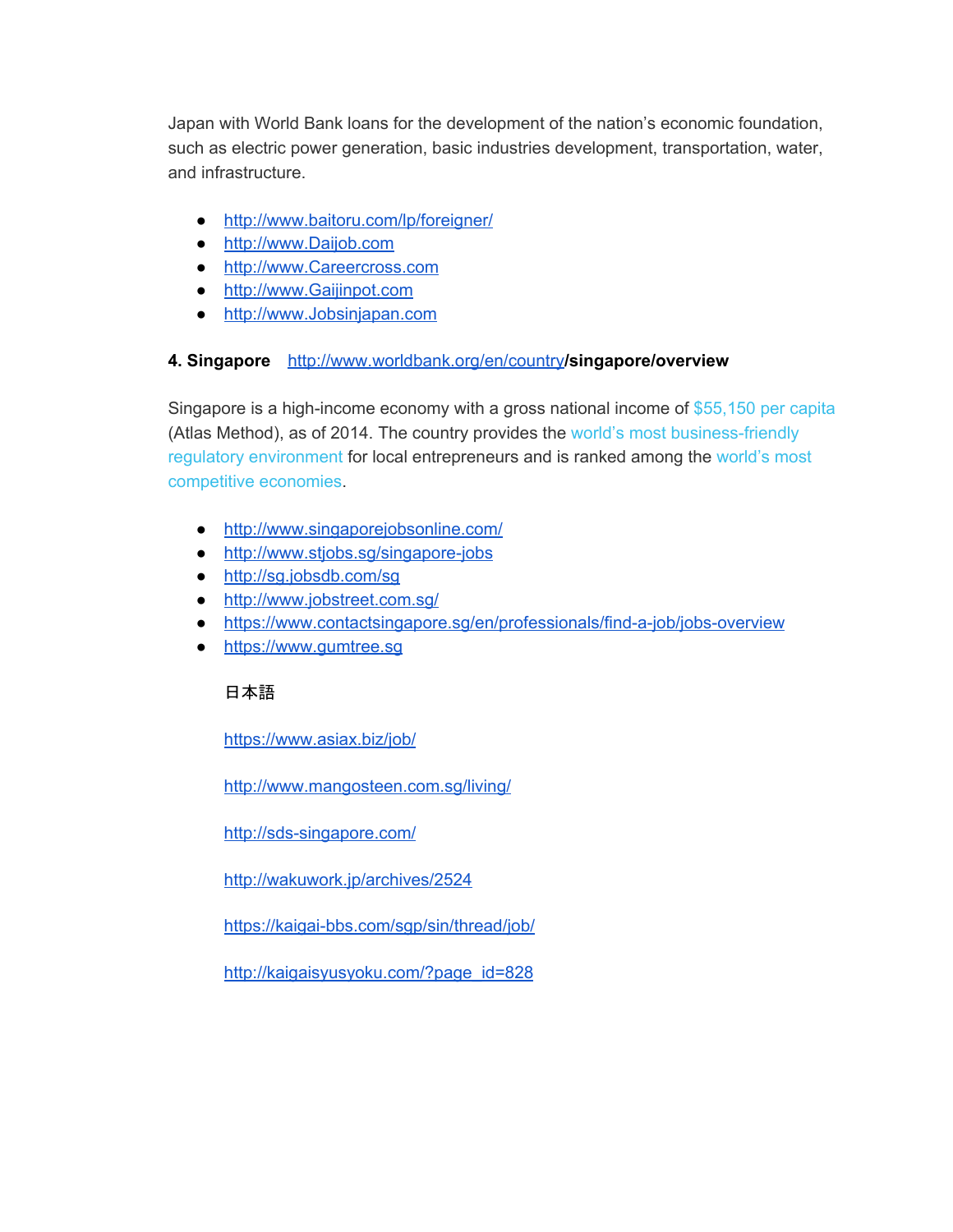Japan with World Bank loans for the development of the nation's economic foundation, such as electric power generation, basic industries development, transportation, water, and infrastructure.

- http://www.baitoru.com/lp/foreigner/
- http://www.Daijob.com
- http://www.Careercross.com
- http://www.Gaijinpot.com
- http://www.Jobsinjapan.com

**4. Singapore** http://www.worldbank.org/en/country**/singapore/overview**

Singapore is a high-income economy with a gross national income of $55,150 per capita (Atlas Method), as of 2014. The country provides the world's most business-friendly regulatory environment for local entrepreneurs and is ranked among the world's most competitive economies.

- http://www.singaporejobsonline.com/
- http://www.stjobs.sg/singapore-jobs
- http://sg.jobsdb.com/sg
- http://www.jobstreet.com.sg/
- https://www.contactsingapore.sg/en/professionals/find-a-job/jobs-overview
- https://www.gumtree.sg

日本語

https://www.asiax.biz/job/

http://www.mangosteen.com.sg/living/

http://sds-singapore.com/

http://wakuwork.jp/archives/2524

https://kaigai-bbs.com/sgp/sin/thread/job/

http://kaigaisyusyoku.com/?page_id=828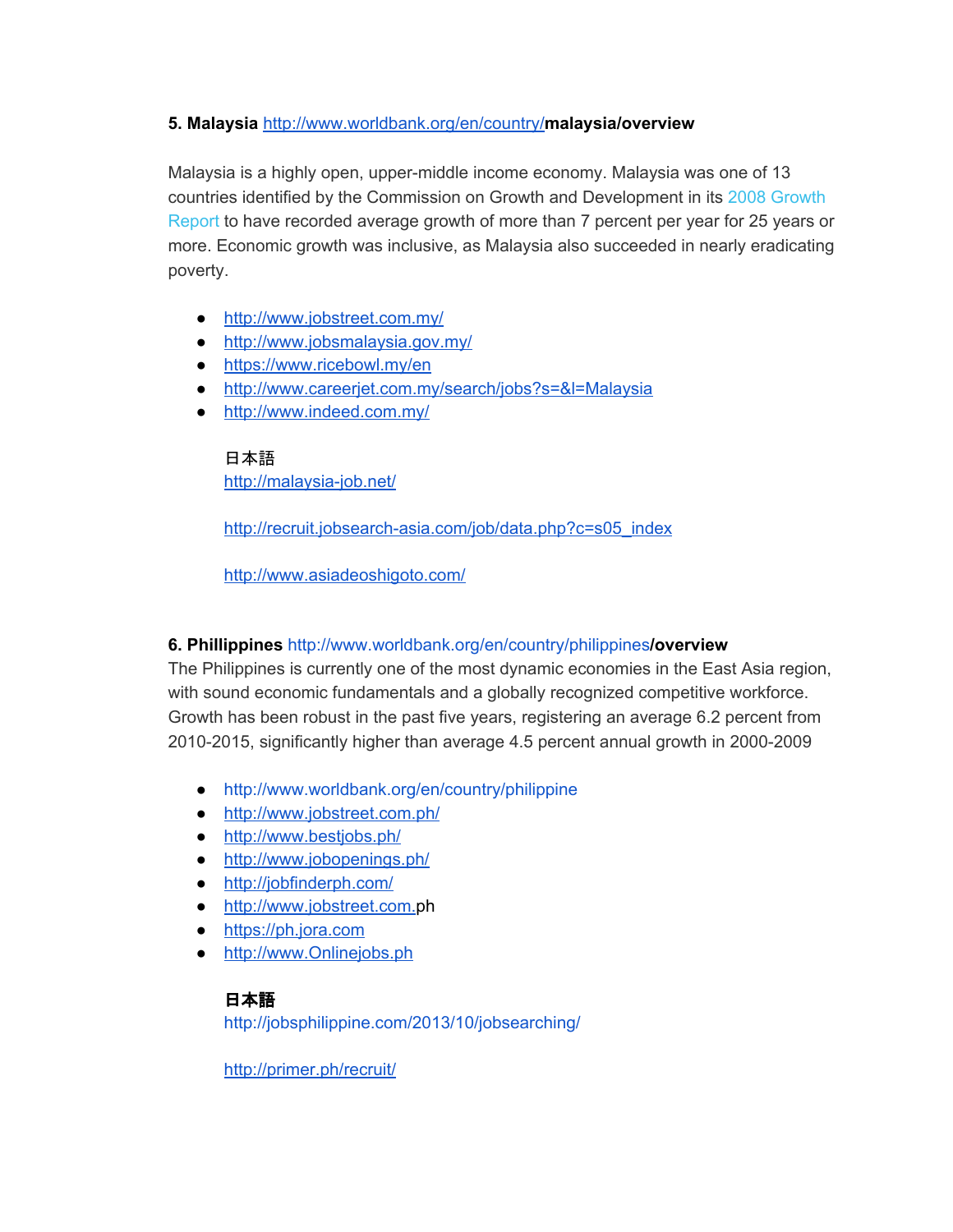**5. Malaysia** http://www.worldbank.org/en/country/**malaysia/overview**

Malaysia is a highly open, upper-middle income economy. Malaysia was one of 13 countries identified by the Commission on Growth and Development in its 2008 Growth Report to have recorded average growth of more than 7 percent per year for 25 years or more. Economic growth was inclusive, as Malaysia also succeeded in nearly eradicating poverty.

- http://www.jobstreet.com.my/
- http://www.jobsmalaysia.gov.my/
- https://www.ricebowl.my/en
- http://www.careerjet.com.my/search/jobs?s=&l=Malaysia
- http://www.indeed.com.my/

日本語

http://malaysia-job.net/

http://recruit.jobsearch-asia.com/job/data.php?c=s05_index

http://www.asiadeoshigoto.com/

**6. Phillippines** http://www.worldbank.org/en/country/philippines**/overview**

The Philippines is currently one of the most dynamic economies in the East Asia region, with sound economic fundamentals and a globally recognized competitive workforce. Growth has been robust in the past five years, registering an average 6.2 percent from 2010-2015, significantly higher than average 4.5 percent annual growth in 2000-2009

- http://www.worldbank.org/en/country/philippine
- http://www.jobstreet.com.ph/
- http://www.bestjobs.ph/
- http://www.jobopenings.ph/
- http://jobfinderph.com/
- http://www.jobstreet.com.ph
- https://ph.jora.com
- http://www.Onlinejobs.ph

**日本語**

http://jobsphilippine.com/2013/10/jobsearching/

http://primer.ph/recruit/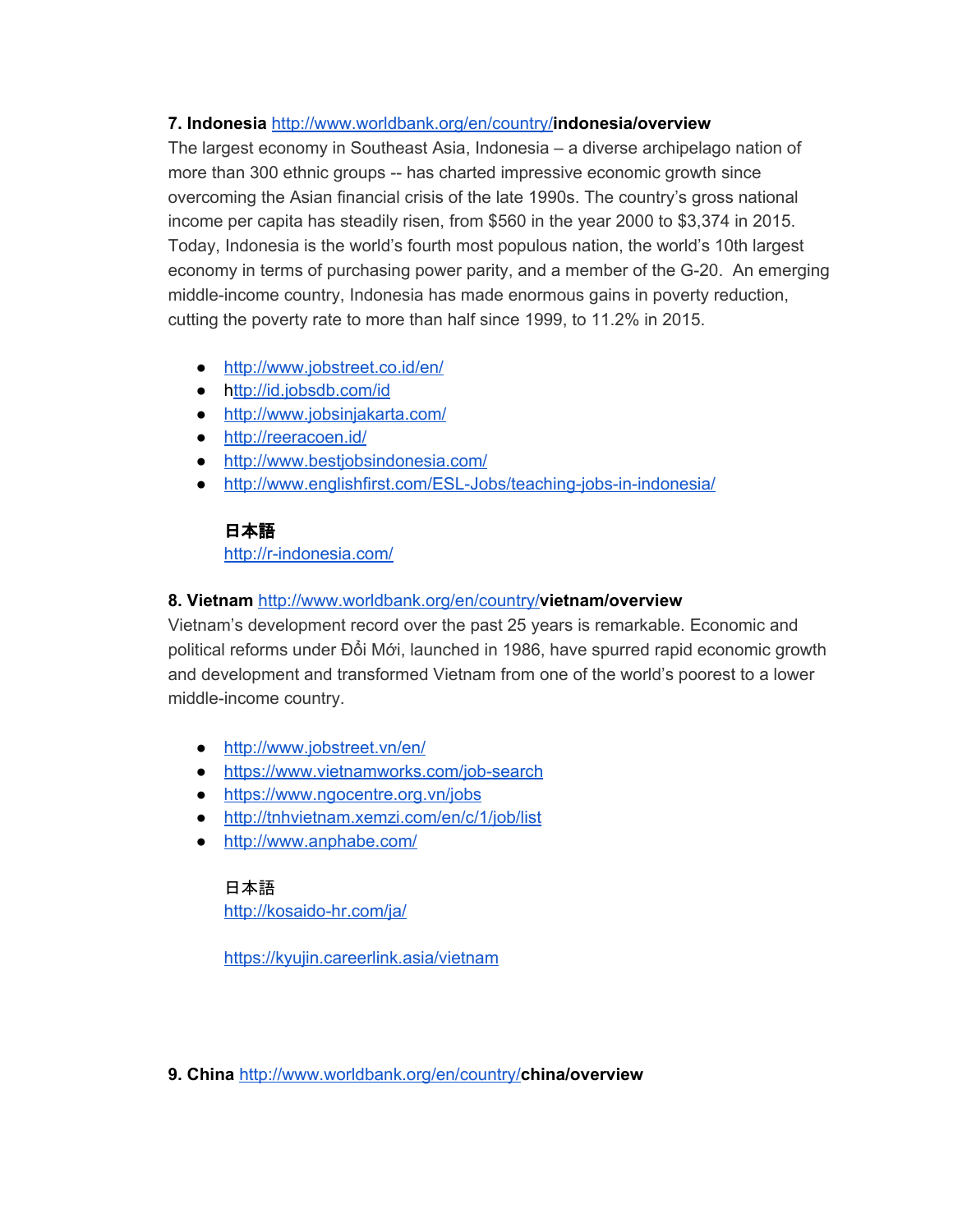**7. Indonesia** http://www.worldbank.org/en/country/**indonesia/overview**

The largest economy in Southeast Asia, Indonesia – a diverse archipelago nation of more than 300 ethnic groups -- has charted impressive economic growth since overcoming the Asian financial crisis of the late 1990s. The country's gross national income per capita has steadily risen, from $560 in the year 2000 to $3,374 in 2015. Today, Indonesia is the world's fourth most populous nation, the world's 10th largest economy in terms of purchasing power parity, and a member of the G-20. An emerging middle-income country, Indonesia has made enormous gains in poverty reduction, cutting the poverty rate to more than half since 1999, to 11.2% in 2015.

- http://www.jobstreet.co.id/en/
- http://id.jobsdb.com/id
- http://www.jobsinjakarta.com/
- http://reeracoen.id/
- http://www.bestjobsindonesia.com/
- http://www.englishfirst.com/ESL-Jobs/teaching-jobs-in-indonesia/

**日本語**
http://r-indonesia.com/

**8. Vietnam** http://www.worldbank.org/en/country/**vietnam/overview**

Vietnam's development record over the past 25 years is remarkable. Economic and political reforms under Đổi Mới, launched in 1986, have spurred rapid economic growth and development and transformed Vietnam from one of the world's poorest to a lower middle-income country.

- http://www.jobstreet.vn/en/
- https://www.vietnamworks.com/job-search
- https://www.ngocentre.org.vn/jobs
- http://tnhvietnam.xemzi.com/en/c/1/job/list
- http://www.anphabe.com/

日本語
http://kosaido-hr.com/ja/

https://kyujin.careerlink.asia/vietnam

**9. China** http://www.worldbank.org/en/country/**china/overview**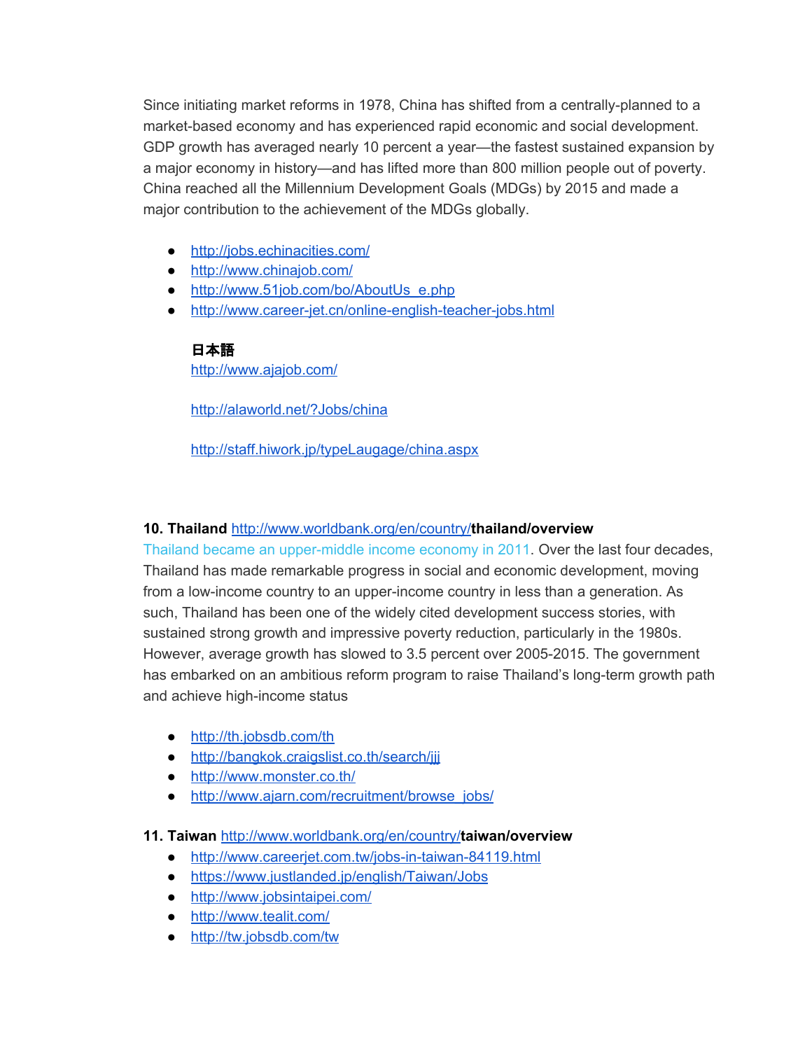Since initiating market reforms in 1978, China has shifted from a centrally-planned to a market-based economy and has experienced rapid economic and social development. GDP growth has averaged nearly 10 percent a year—the fastest sustained expansion by a major economy in history—and has lifted more than 800 million people out of poverty. China reached all the Millennium Development Goals (MDGs) by 2015 and made a major contribution to the achievement of the MDGs globally.

- http://jobs.echinacities.com/
- http://www.chinajob.com/
- http://www.51job.com/bo/AboutUs_e.php
- http://www.career-jet.cn/online-english-teacher-jobs.html

**日本語**

http://www.ajajob.com/

http://alaworld.net/?Jobs/china

http://staff.hiwork.jp/typeLaugage/china.aspx

**10. Thailand** http://www.worldbank.org/en/country/**thailand/overview**

Thailand became an upper-middle income economy in 2011. Over the last four decades, Thailand has made remarkable progress in social and economic development, moving from a low-income country to an upper-income country in less than a generation. As such, Thailand has been one of the widely cited development success stories, with sustained strong growth and impressive poverty reduction, particularly in the 1980s. However, average growth has slowed to 3.5 percent over 2005-2015. The government has embarked on an ambitious reform program to raise Thailand's long-term growth path and achieve high-income status

- http://th.jobsdb.com/th
- http://bangkok.craigslist.co.th/search/jjj
- http://www.monster.co.th/
- http://www.ajarn.com/recruitment/browse_jobs/

**11. Taiwan** http://www.worldbank.org/en/country/**taiwan/overview**

- http://www.careerjet.com.tw/jobs-in-taiwan-84119.html
- https://www.justlanded.jp/english/Taiwan/Jobs
- http://www.jobsintaipei.com/
- http://www.tealit.com/
- http://tw.jobsdb.com/tw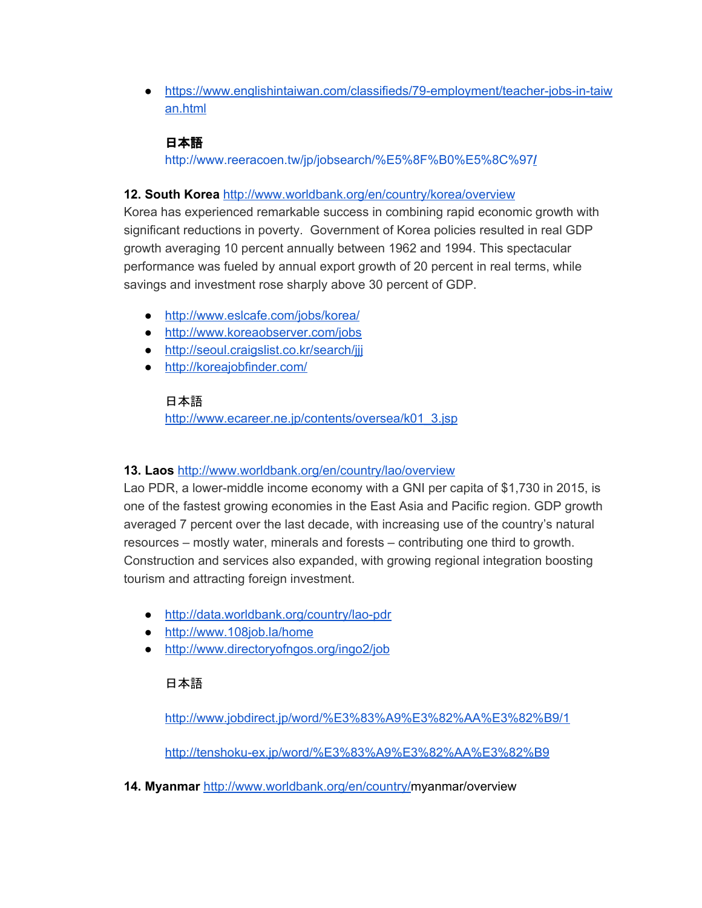- https://www.englishintaiwan.com/classifieds/79-employment/teacher-jobs-in-taiwan.html

**日本語**
http://www.reeracoen.tw/jp/jobsearch/%E5%8F%B0%E5%8C%97/

**12. South Korea** http://www.worldbank.org/en/country/korea/overview
Korea has experienced remarkable success in combining rapid economic growth with significant reductions in poverty.  Government of Korea policies resulted in real GDP growth averaging 10 percent annually between 1962 and 1994. This spectacular performance was fueled by annual export growth of 20 percent in real terms, while savings and investment rose sharply above 30 percent of GDP.

- http://www.eslcafe.com/jobs/korea/
- http://www.koreaobserver.com/jobs
- http://seoul.craigslist.co.kr/search/jjj
- http://koreajobfinder.com/

日本語
http://www.ecareer.ne.jp/contents/oversea/k01_3.jsp

**13. Laos** http://www.worldbank.org/en/country/lao/overview
Lao PDR, a lower-middle income economy with a GNI per capita of $1,730 in 2015, is one of the fastest growing economies in the East Asia and Pacific region. GDP growth averaged 7 percent over the last decade, with increasing use of the country's natural resources – mostly water, minerals and forests – contributing one third to growth. Construction and services also expanded, with growing regional integration boosting tourism and attracting foreign investment.

- http://data.worldbank.org/country/lao-pdr
- http://www.108job.la/home
- http://www.directoryofngos.org/ingo2/job

日本語

http://www.jobdirect.jp/word/%E3%83%A9%E3%82%AA%E3%82%B9/1

http://tenshoku-ex.jp/word/%E3%83%A9%E3%82%AA%E3%82%B9

**14. Myanmar** http://www.worldbank.org/en/country/myanmar/overview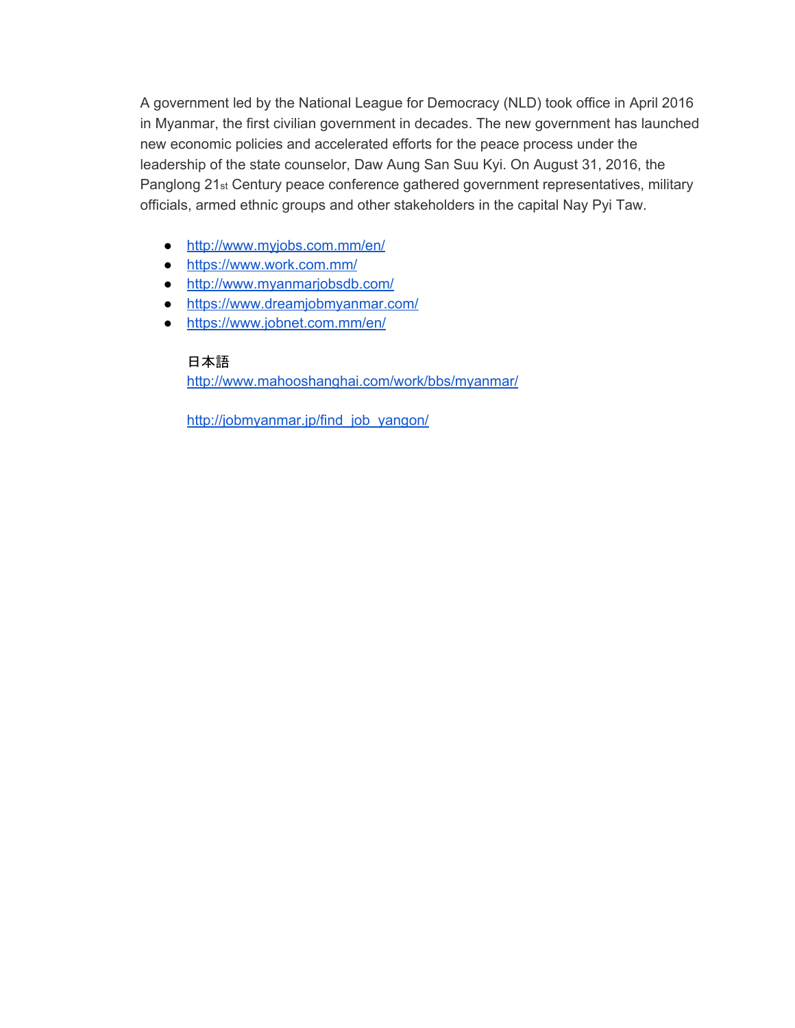A government led by the National League for Democracy (NLD) took office in April 2016 in Myanmar, the first civilian government in decades. The new government has launched new economic policies and accelerated efforts for the peace process under the leadership of the state counselor, Daw Aung San Suu Kyi. On August 31, 2016, the Panglong 21st Century peace conference gathered government representatives, military officials, armed ethnic groups and other stakeholders in the capital Nay Pyi Taw.

- http://www.myjobs.com.mm/en/
- https://www.work.com.mm/
- http://www.myanmarjobsdb.com/
- https://www.dreamjobmyanmar.com/
- https://www.jobnet.com.mm/en/

日本語

http://www.mahooshanghai.com/work/bbs/myanmar/

http://jobmyanmar.jp/find_job_yangon/